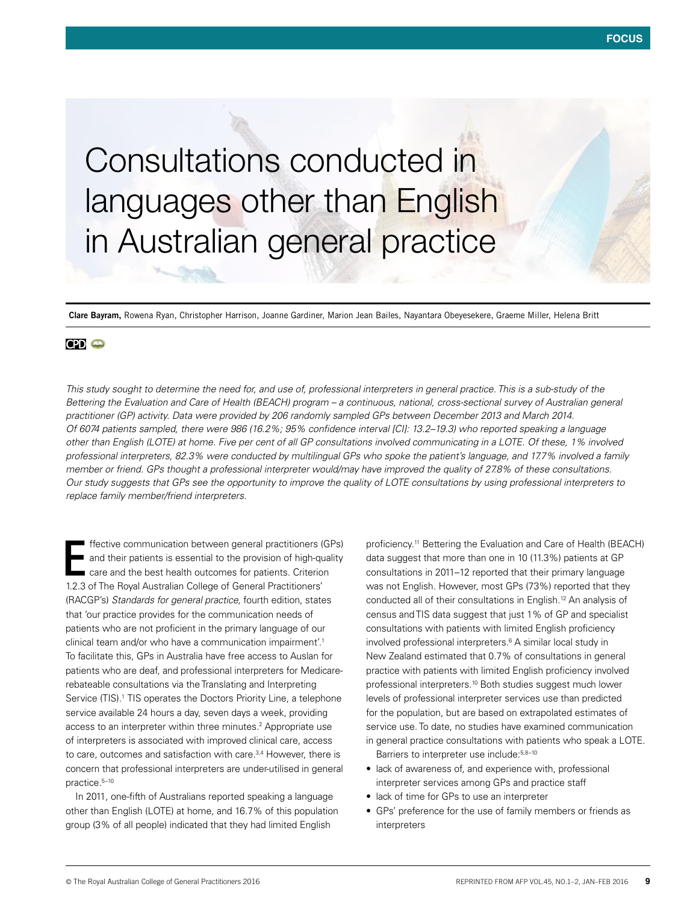# Consultations conducted in languages other than English in Australian general practice

**Clare Bayram,** Rowena Ryan, Christopher Harrison, Joanne Gardiner, Marion Jean Bailes, Nayantara Obeyesekere, Graeme Miller, Helena Britt

CPD

*This study sought to determine the need for, and use of, professional interpreters in general practice. This is a sub-study of the Bettering the Evaluation and Care of Health (BEACH) program – a continuous, national, cross-sectional survey of Australian general practitioner (GP) activity. Data were provided by 206 randomly sampled GPs between December 2013 and March 2014. Of 6074 patients sampled, there were 986 (16.2%; 95% confidence interval [CI]: 13.2–19.3) who reported speaking a language other than English (LOTE) at home. Five per cent of all GP consultations involved communicating in a LOTE. Of these, 1% involved professional interpreters, 82.3% were conducted by multilingual GPs who spoke the patient's language, and 17.7% involved a family member or friend. GPs thought a professional interpreter would/may have improved the quality of 27.8% of these consultations. Our study suggests that GPs see the opportunity to improve the quality of LOTE consultations by using professional interpreters to replace family member/friend interpreters.*

Effective communication between general practitioners (GPs) and their patients is essential to the provision of high-quality care and the best health outcomes for patients. Criterion 1.2.3 of The Royal Australian College of General Practitioners' (RACGP's) *Standards for general practice,* fourth edition, states that 'our practice provides for the communication needs of patients who are not proficient in the primary language of our clinical team and/or who have a communication impairment'.[1] To facilitate this, GPs in Australia have free access to Auslan for patients who are deaf, and professional interpreters for Medicare-rebateable consultations via the Translating and Interpreting Service (TIS).[1] TIS operates the Doctors Priority Line, a telephone service available 24 hours a day, seven days a week, providing access to an interpreter within three minutes.[2] Appropriate use of interpreters is associated with improved clinical care, access to care, outcomes and satisfaction with care.[3,4] However, there is concern that professional interpreters are under-utilised in general practice.[5–10]

In 2011, one-fifth of Australians reported speaking a language other than English (LOTE) at home, and 16.7% of this population group (3% of all people) indicated that they had limited English proficiency.[11] Bettering the Evaluation and Care of Health (BEACH) data suggest that more than one in 10 (11.3%) patients at GP consultations in 2011–12 reported that their primary language was not English. However, most GPs (73%) reported that they conducted all of their consultations in English.[12] An analysis of census and TIS data suggest that just 1% of GP and specialist consultations with patients with limited English proficiency involved professional interpreters.[6] A similar local study in New Zealand estimated that 0.7% of consultations in general practice with patients with limited English proficiency involved professional interpreters.[10] Both studies suggest much lower levels of professional interpreter services use than predicted for the population, but are based on extrapolated estimates of service use. To date, no studies have examined communication in general practice consultations with patients who speak a LOTE.

Barriers to interpreter use include:[5,8–10]

- lack of awareness of, and experience with, professional interpreter services among GPs and practice staff
- lack of time for GPs to use an interpreter
- GPs' preference for the use of family members or friends as interpreters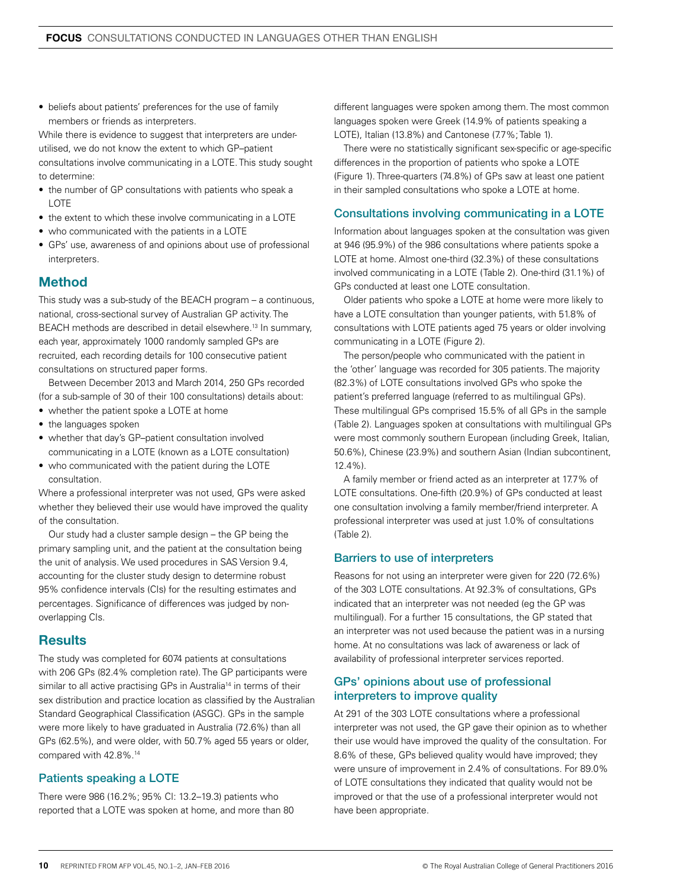- beliefs about patients' preferences for the use of family members or friends as interpreters.

While there is evidence to suggest that interpreters are under-utilised, we do not know the extent to which GP–patient consultations involve communicating in a LOTE. This study sought to determine:

- the number of GP consultations with patients who speak a LOTE
- the extent to which these involve communicating in a LOTE
- who communicated with the patients in a LOTE
- GPs' use, awareness of and opinions about use of professional interpreters.

## Method

This study was a sub-study of the BEACH program – a continuous, national, cross-sectional survey of Australian GP activity. The BEACH methods are described in detail elsewhere.[13] In summary, each year, approximately 1000 randomly sampled GPs are recruited, each recording details for 100 consecutive patient consultations on structured paper forms.

Between December 2013 and March 2014, 250 GPs recorded (for a sub-sample of 30 of their 100 consultations) details about:

- whether the patient spoke a LOTE at home
- the languages spoken
- whether that day's GP–patient consultation involved communicating in a LOTE (known as a LOTE consultation)
- who communicated with the patient during the LOTE consultation.

Where a professional interpreter was not used, GPs were asked whether they believed their use would have improved the quality of the consultation.

Our study had a cluster sample design – the GP being the primary sampling unit, and the patient at the consultation being the unit of analysis. We used procedures in SAS Version 9.4, accounting for the cluster study design to determine robust 95% confidence intervals (CIs) for the resulting estimates and percentages. Significance of differences was judged by non-overlapping CIs.

## Results

The study was completed for 6074 patients at consultations with 206 GPs (82.4% completion rate). The GP participants were similar to all active practising GPs in Australia[14] in terms of their sex distribution and practice location as classified by the Australian Standard Geographical Classification (ASGC). GPs in the sample were more likely to have graduated in Australia (72.6%) than all GPs (62.5%), and were older, with 50.7% aged 55 years or older, compared with 42.8%.[14]

### Patients speaking a LOTE

There were 986 (16.2%; 95% CI: 13.2–19.3) patients who reported that a LOTE was spoken at home, and more than 80 different languages were spoken among them. The most common languages spoken were Greek (14.9% of patients speaking a LOTE), Italian (13.8%) and Cantonese (7.7%; Table 1).

There were no statistically significant sex-specific or age-specific differences in the proportion of patients who spoke a LOTE (Figure 1). Three-quarters (74.8%) of GPs saw at least one patient in their sampled consultations who spoke a LOTE at home.

### Consultations involving communicating in a LOTE

Information about languages spoken at the consultation was given at 946 (95.9%) of the 986 consultations where patients spoke a LOTE at home. Almost one-third (32.3%) of these consultations involved communicating in a LOTE (Table 2). One-third (31.1%) of GPs conducted at least one LOTE consultation.

Older patients who spoke a LOTE at home were more likely to have a LOTE consultation than younger patients, with 51.8% of consultations with LOTE patients aged 75 years or older involving communicating in a LOTE (Figure 2).

The person/people who communicated with the patient in the 'other' language was recorded for 305 patients. The majority (82.3%) of LOTE consultations involved GPs who spoke the patient's preferred language (referred to as multilingual GPs). These multilingual GPs comprised 15.5% of all GPs in the sample (Table 2). Languages spoken at consultations with multilingual GPs were most commonly southern European (including Greek, Italian, 50.6%), Chinese (23.9%) and southern Asian (Indian subcontinent, 12.4%).

A family member or friend acted as an interpreter at 17.7% of LOTE consultations. One-fifth (20.9%) of GPs conducted at least one consultation involving a family member/friend interpreter. A professional interpreter was used at just 1.0% of consultations (Table 2).

### Barriers to use of interpreters

Reasons for not using an interpreter were given for 220 (72.6%) of the 303 LOTE consultations. At 92.3% of consultations, GPs indicated that an interpreter was not needed (eg the GP was multilingual). For a further 15 consultations, the GP stated that an interpreter was not used because the patient was in a nursing home. At no consultations was lack of awareness or lack of availability of professional interpreter services reported.

### GPs' opinions about use of professional interpreters to improve quality

At 291 of the 303 LOTE consultations where a professional interpreter was not used, the GP gave their opinion as to whether their use would have improved the quality of the consultation. For 8.6% of these, GPs believed quality would have improved; they were unsure of improvement in 2.4% of consultations. For 89.0% of LOTE consultations they indicated that quality would not be improved or that the use of a professional interpreter would not have been appropriate.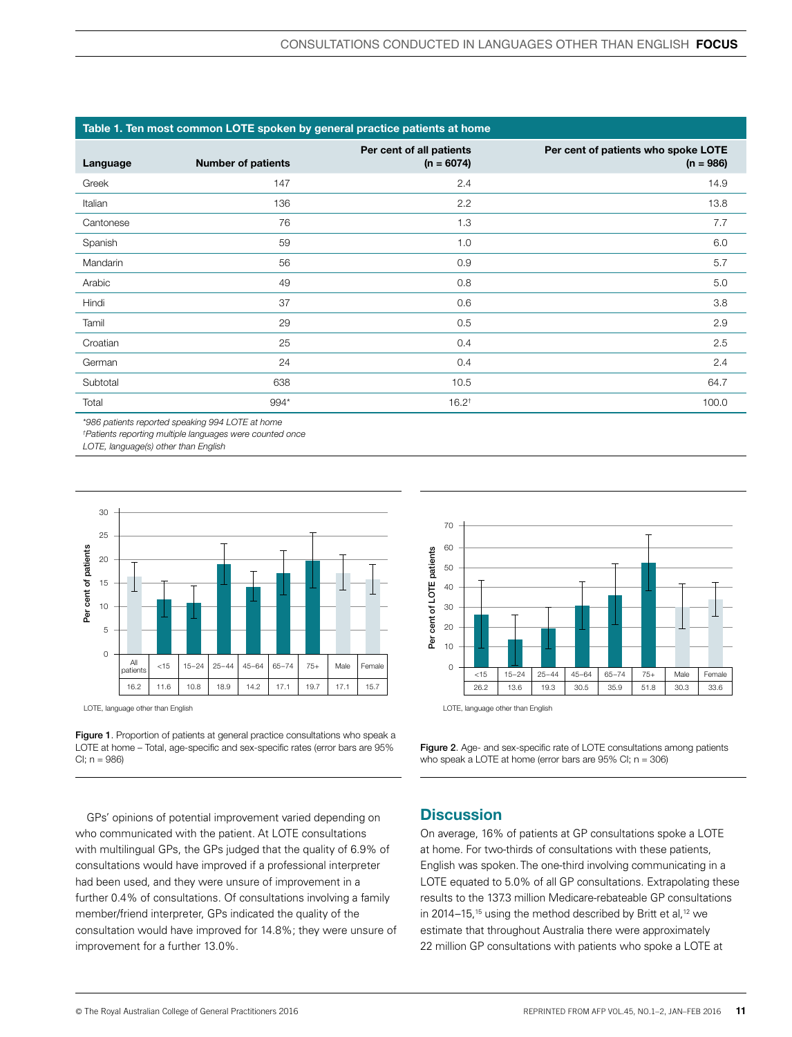**Table 1. Ten most common LOTE spoken by general practice patients at home**

| Language | Number of patients | Per cent of all patients (n = 6074) | Per cent of patients who spoke LOTE (n = 986) |
|---|---|---|---|
| Greek | 147 | 2.4 | 14.9 |
| Italian | 136 | 2.2 | 13.8 |
| Cantonese | 76 | 1.3 | 7.7 |
| Spanish | 59 | 1.0 | 6.0 |
| Mandarin | 56 | 0.9 | 5.7 |
| Arabic | 49 | 0.8 | 5.0 |
| Hindi | 37 | 0.6 | 3.8 |
| Tamil | 29 | 0.5 | 2.9 |
| Croatian | 25 | 0.4 | 2.5 |
| German | 24 | 0.4 | 2.4 |
| Subtotal | 638 | 10.5 | 64.7 |
| Total | 994* | 16.2† | 100.0 |

*986 patients reported speaking 994 LOTE at home
†Patients reporting multiple languages were counted once
LOTE, language(s) other than English

| All patients | <15 | 15–24 | 25–44 | 45–64 | 65–74 | 75+ | Male | Female |
|---|---|---|---|---|---|---|---|---|
| 16.2 | 11.6 | 10.8 | 18.9 | 14.2 | 17.1 | 19.7 | 17.1 | 15.7 |

LOTE, language other than English

Figure 1. Proportion of patients at general practice consultations who speak a LOTE at home – Total, age-specific and sex-specific rates (error bars are 95% CI; n = 986)

| <15 | 15–24 | 25–44 | 45–64 | 65–74 | 75+ | Male | Female |
|---|---|---|---|---|---|---|---|
| 26.2 | 13.6 | 19.3 | 30.5 | 35.9 | 51.8 | 30.3 | 33.6 |

LOTE, language other than English

Figure 2. Age- and sex-specific rate of LOTE consultations among patients who speak a LOTE at home (error bars are 95% CI; n = 306)

GPs' opinions of potential improvement varied depending on who communicated with the patient. At LOTE consultations with multilingual GPs, the GPs judged that the quality of 6.9% of consultations would have improved if a professional interpreter had been used, and they were unsure of improvement in a further 0.4% of consultations. Of consultations involving a family member/friend interpreter, GPs indicated the quality of the consultation would have improved for 14.8%; they were unsure of improvement for a further 13.0%.

## Discussion

On average, 16% of patients at GP consultations spoke a LOTE at home. For two-thirds of consultations with these patients, English was spoken. The one-third involving communicating in a LOTE equated to 5.0% of all GP consultations. Extrapolating these results to the 137.3 million Medicare-rebateable GP consultations in 2014–15,[15] using the method described by Britt et al,[12] we estimate that throughout Australia there were approximately 22 million GP consultations with patients who spoke a LOTE at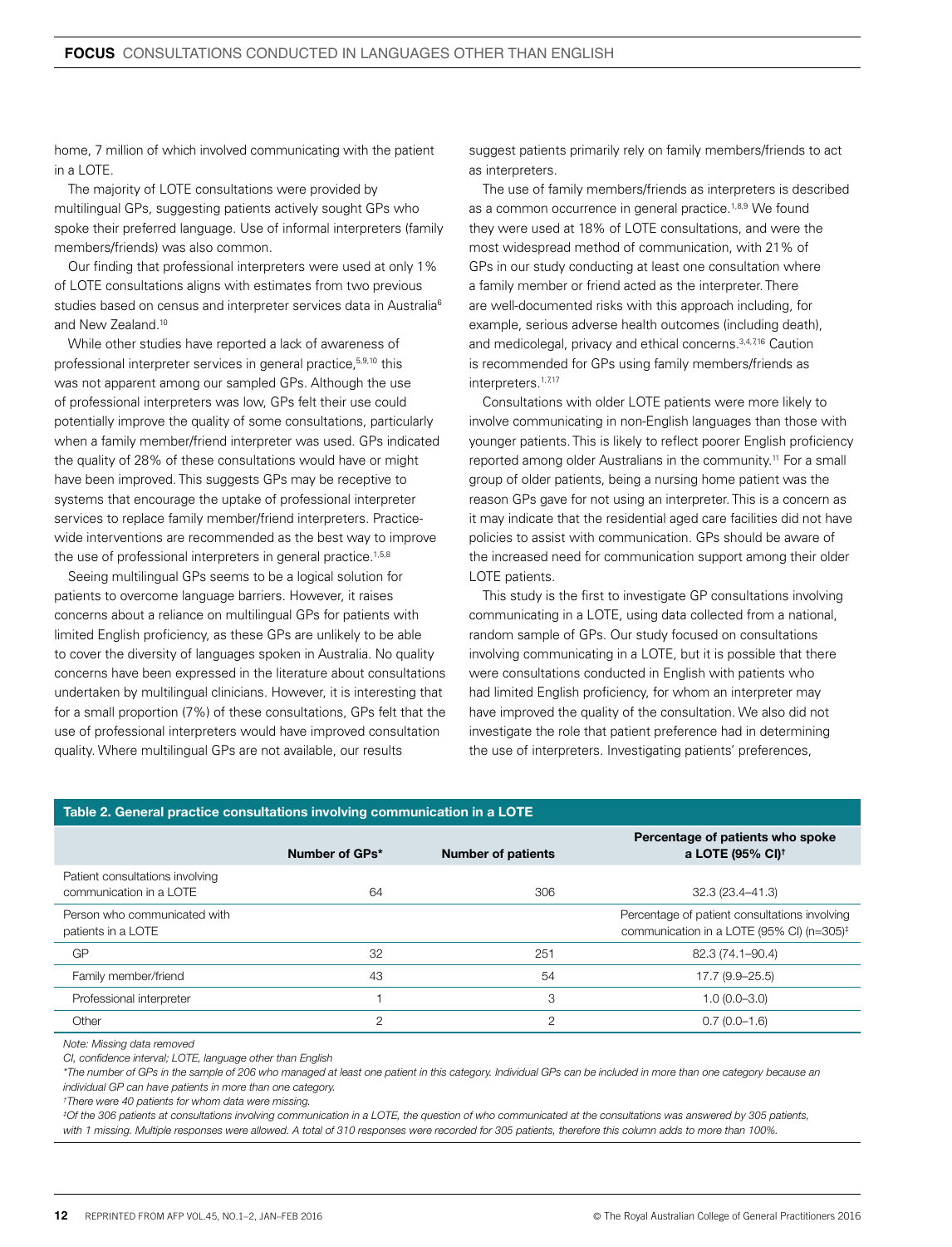home, 7 million of which involved communicating with the patient in a LOTE.

The majority of LOTE consultations were provided by multilingual GPs, suggesting patients actively sought GPs who spoke their preferred language. Use of informal interpreters (family members/friends) was also common.

Our finding that professional interpreters were used at only 1% of LOTE consultations aligns with estimates from two previous studies based on census and interpreter services data in Australia[6] and New Zealand.[10]

While other studies have reported a lack of awareness of professional interpreter services in general practice,[5,9,10] this was not apparent among our sampled GPs. Although the use of professional interpreters was low, GPs felt their use could potentially improve the quality of some consultations, particularly when a family member/friend interpreter was used. GPs indicated the quality of 28% of these consultations would have or might have been improved. This suggests GPs may be receptive to systems that encourage the uptake of professional interpreter services to replace family member/friend interpreters. Practice-wide interventions are recommended as the best way to improve the use of professional interpreters in general practice.[1,5,8]

Seeing multilingual GPs seems to be a logical solution for patients to overcome language barriers. However, it raises concerns about a reliance on multilingual GPs for patients with limited English proficiency, as these GPs are unlikely to be able to cover the diversity of languages spoken in Australia. No quality concerns have been expressed in the literature about consultations undertaken by multilingual clinicians. However, it is interesting that for a small proportion (7%) of these consultations, GPs felt that the use of professional interpreters would have improved consultation quality. Where multilingual GPs are not available, our results suggest patients primarily rely on family members/friends to act as interpreters.

The use of family members/friends as interpreters is described as a common occurrence in general practice.[1,8,9] We found they were used at 18% of LOTE consultations, and were the most widespread method of communication, with 21% of GPs in our study conducting at least one consultation where a family member or friend acted as the interpreter. There are well-documented risks with this approach including, for example, serious adverse health outcomes (including death), and medicolegal, privacy and ethical concerns.[3,4,7,16] Caution is recommended for GPs using family members/friends as interpreters.[1,7,17]

Consultations with older LOTE patients were more likely to involve communicating in non-English languages than those with younger patients. This is likely to reflect poorer English proficiency reported among older Australians in the community.[11] For a small group of older patients, being a nursing home patient was the reason GPs gave for not using an interpreter. This is a concern as it may indicate that the residential aged care facilities did not have policies to assist with communication. GPs should be aware of the increased need for communication support among their older LOTE patients.

This study is the first to investigate GP consultations involving communicating in a LOTE, using data collected from a national, random sample of GPs. Our study focused on consultations involving communicating in a LOTE, but it is possible that there were consultations conducted in English with patients who had limited English proficiency, for whom an interpreter may have improved the quality of the consultation. We also did not investigate the role that patient preference had in determining the use of interpreters. Investigating patients' preferences,

**Table 2. General practice consultations involving communication in a LOTE**

| | Number of GPs* | Number of patients | Percentage of patients who spoke a LOTE (95% CI)† |
|---|---|---|---|
| Patient consultations involving communication in a LOTE | 64 | 306 | 32.3 (23.4–41.3) |
| Person who communicated with patients in a LOTE | | | Percentage of patient consultations involving communication in a LOTE (95% CI) (n=305)‡ |
| GP | 32 | 251 | 82.3 (74.1–90.4) |
| Family member/friend | 43 | 54 | 17.7 (9.9–25.5) |
| Professional interpreter | 1 | 3 | 1.0 (0.0–3.0) |
| Other | 2 | 2 | 0.7 (0.0–1.6) |

*Note: Missing data removed*

*CI, confidence interval; LOTE, language other than English*

*\*The number of GPs in the sample of 206 who managed at least one patient in this category. Individual GPs can be included in more than one category because an individual GP can have patients in more than one category.*

*†There were 40 patients for whom data were missing.*

*‡Of the 306 patients at consultations involving communication in a LOTE, the question of who communicated at the consultations was answered by 305 patients, with 1 missing. Multiple responses were allowed. A total of 310 responses were recorded for 305 patients, therefore this column adds to more than 100%.*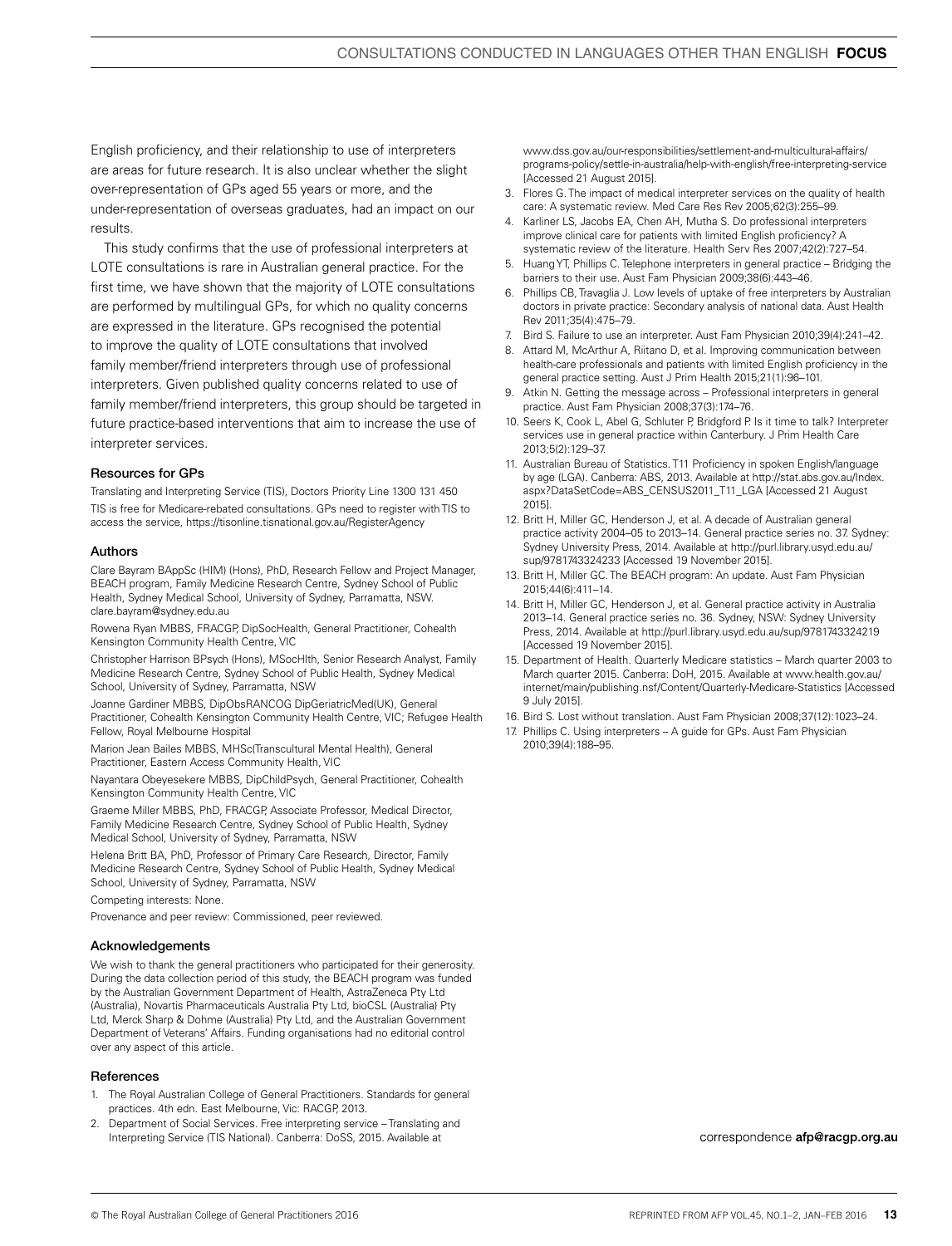English proficiency, and their relationship to use of interpreters are areas for future research. It is also unclear whether the slight over-representation of GPs aged 55 years or more, and the under-representation of overseas graduates, had an impact on our results.

This study confirms that the use of professional interpreters at LOTE consultations is rare in Australian general practice. For the first time, we have shown that the majority of LOTE consultations are performed by multilingual GPs, for which no quality concerns are expressed in the literature. GPs recognised the potential to improve the quality of LOTE consultations that involved family member/friend interpreters through use of professional interpreters. Given published quality concerns related to use of family member/friend interpreters, this group should be targeted in future practice-based interventions that aim to increase the use of interpreter services.

### Resources for GPs

Translating and Interpreting Service (TIS), Doctors Priority Line 1300 131 450

TIS is free for Medicare-rebated consultations. GPs need to register with TIS to access the service, https://tisonline.tisnational.gov.au/RegisterAgency

### Authors

Clare Bayram BAppSc (HIM) (Hons), PhD, Research Fellow and Project Manager, BEACH program, Family Medicine Research Centre, Sydney School of Public Health, Sydney Medical School, University of Sydney, Parramatta, NSW. clare.bayram@sydney.edu.au

Rowena Ryan MBBS, FRACGP, DipSocHealth, General Practitioner, Cohealth Kensington Community Health Centre, VIC

Christopher Harrison BPsych (Hons), MSocHlth, Senior Research Analyst, Family Medicine Research Centre, Sydney School of Public Health, Sydney Medical School, University of Sydney, Parramatta, NSW

Joanne Gardiner MBBS, DipObsRANCOG DipGeriatricMed(UK), General Practitioner, Cohealth Kensington Community Health Centre, VIC; Refugee Health Fellow, Royal Melbourne Hospital

Marion Jean Bailes MBBS, MHSc(Transcultural Mental Health), General Practitioner, Eastern Access Community Health, VIC

Nayantara Obeyesekere MBBS, DipChildPsych, General Practitioner, Cohealth Kensington Community Health Centre, VIC

Graeme Miller MBBS, PhD, FRACGP, Associate Professor, Medical Director, Family Medicine Research Centre, Sydney School of Public Health, Sydney Medical School, University of Sydney, Parramatta, NSW

Helena Britt BA, PhD, Professor of Primary Care Research, Director, Family Medicine Research Centre, Sydney School of Public Health, Sydney Medical School, University of Sydney, Parramatta, NSW

Competing interests: None.

Provenance and peer review: Commissioned, peer reviewed.

### Acknowledgements

We wish to thank the general practitioners who participated for their generosity. During the data collection period of this study, the BEACH program was funded by the Australian Government Department of Health, AstraZeneca Pty Ltd (Australia), Novartis Pharmaceuticals Australia Pty Ltd, bioCSL (Australia) Pty Ltd, Merck Sharp & Dohme (Australia) Pty Ltd, and the Australian Government Department of Veterans' Affairs. Funding organisations had no editorial control over any aspect of this article.

### References

1. The Royal Australian College of General Practitioners. Standards for general practices. 4th edn. East Melbourne, Vic: RACGP, 2013.
2. Department of Social Services. Free interpreting service – Translating and Interpreting Service (TIS National). Canberra: DoSS, 2015. Available at www.dss.gov.au/our-responsibilities/settlement-and-multicultural-affairs/programs-policy/settle-in-australia/help-with-english/free-interpreting-service [Accessed 21 August 2015].
3. Flores G. The impact of medical interpreter services on the quality of health care: A systematic review. Med Care Res Rev 2005;62(3):255–99.
4. Karliner LS, Jacobs EA, Chen AH, Mutha S. Do professional interpreters improve clinical care for patients with limited English proficiency? A systematic review of the literature. Health Serv Res 2007;42(2):727–54.
5. Huang YT, Phillips C. Telephone interpreters in general practice – Bridging the barriers to their use. Aust Fam Physician 2009;38(6):443–46.
6. Phillips CB, Travaglia J. Low levels of uptake of free interpreters by Australian doctors in private practice: Secondary analysis of national data. Aust Health Rev 2011;35(4):475–79.
7. Bird S. Failure to use an interpreter. Aust Fam Physician 2010;39(4):241–42.
8. Attard M, McArthur A, Riitano D, et al. Improving communication between health-care professionals and patients with limited English proficiency in the general practice setting. Aust J Prim Health 2015;21(1):96–101.
9. Atkin N. Getting the message across – Professional interpreters in general practice. Aust Fam Physician 2008;37(3):174–76.
10. Seers K, Cook L, Abel G, Schluter P, Bridgford P. Is it time to talk? Interpreter services use in general practice within Canterbury. J Prim Health Care 2013;5(2):129–37.
11. Australian Bureau of Statistics. T11 Proficiency in spoken English/language by age (LGA). Canberra: ABS, 2013. Available at http://stat.abs.gov.au/Index.aspx?DataSetCode=ABS_CENSUS2011_T11_LGA [Accessed 21 August 2015].
12. Britt H, Miller GC, Henderson J, et al. A decade of Australian general practice activity 2004–05 to 2013–14. General practice series no. 37. Sydney: Sydney University Press, 2014. Available at http://purl.library.usyd.edu.au/sup/9781743324233 [Accessed 19 November 2015].
13. Britt H, Miller GC. The BEACH program: An update. Aust Fam Physician 2015;44(6):411–14.
14. Britt H, Miller GC, Henderson J, et al. General practice activity in Australia 2013–14. General practice series no. 36. Sydney, NSW: Sydney University Press, 2014. Available at http://purl.library.usyd.edu.au/sup/9781743324219 [Accessed 19 November 2015].
15. Department of Health. Quarterly Medicare statistics – March quarter 2003 to March quarter 2015. Canberra: DoH, 2015. Available at www.health.gov.au/internet/main/publishing.nsf/Content/Quarterly-Medicare-Statistics [Accessed 9 July 2015].
16. Bird S. Lost without translation. Aust Fam Physician 2008;37(12):1023–24.
17. Phillips C. Using interpreters – A guide for GPs. Aust Fam Physician 2010;39(4):188–95.

correspondence **afp@racgp.org.au**